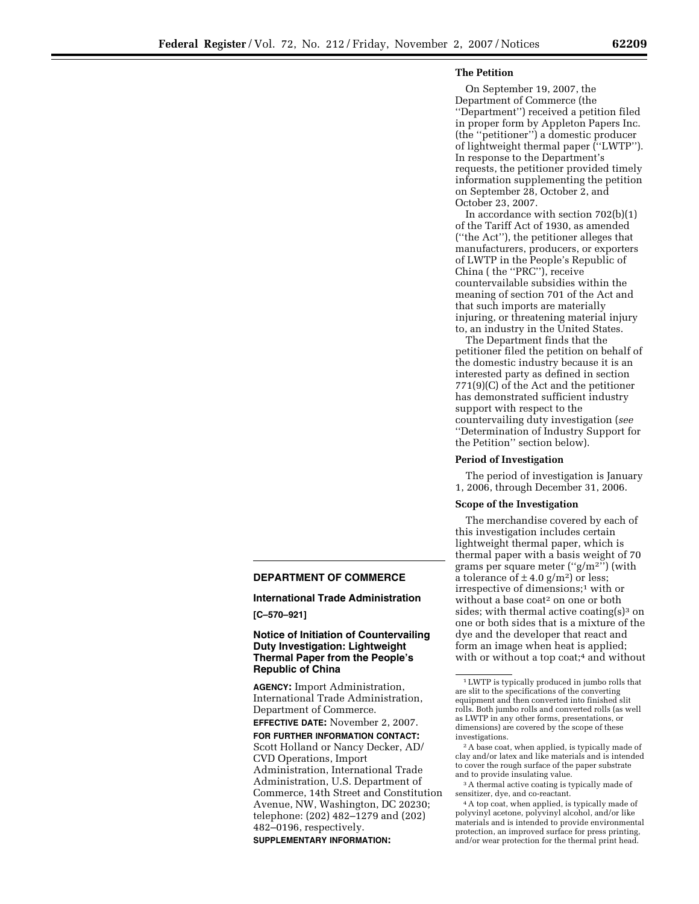## DEPARTMENT OF COMMERCE

### International Trade Administration

**[C–570–921]**

### Notice of Initiation of Countervailing Duty Investigation: Lightweight Thermal Paper from the People's Republic of China

**AGENCY:** Import Administration, International Trade Administration, Department of Commerce.

**EFFECTIVE DATE:** November 2, 2007.

**FOR FURTHER INFORMATION CONTACT:** Scott Holland or Nancy Decker, AD/CVD Operations, Import Administration, International Trade Administration, U.S. Department of Commerce, 14th Street and Constitution Avenue, NW, Washington, DC 20230; telephone: (202) 482–1279 and (202) 482–0196, respectively.

**SUPPLEMENTARY INFORMATION:**

**The Petition**

On September 19, 2007, the Department of Commerce (the ''Department'') received a petition filed in proper form by Appleton Papers Inc. (the ''petitioner'') a domestic producer of lightweight thermal paper (''LWTP''). In response to the Department's requests, the petitioner provided timely information supplementing the petition on September 28, October 2, and October 23, 2007.

In accordance with section 702(b)(1) of the Tariff Act of 1930, as amended (''the Act''), the petitioner alleges that manufacturers, producers, or exporters of LWTP in the People's Republic of China ( the ''PRC''), receive countervailable subsidies within the meaning of section 701 of the Act and that such imports are materially injuring, or threatening material injury to, an industry in the United States.

The Department finds that the petitioner filed the petition on behalf of the domestic industry because it is an interested party as defined in section 771(9)(C) of the Act and the petitioner has demonstrated sufficient industry support with respect to the countervailing duty investigation (*see* ''Determination of Industry Support for the Petition'' section below).

**Period of Investigation**

The period of investigation is January 1, 2006, through December 31, 2006.

**Scope of the Investigation**

The merchandise covered by each of this investigation includes certain lightweight thermal paper, which is thermal paper with a basis weight of 70 grams per square meter (''g/m$^2$'') (with a tolerance of $\pm$ 4.0 g/m$^2$) or less; irrespective of dimensions;[1] with or without a base coat[2] on one or both sides; with thermal active coating(s)[3] on one or both sides that is a mixture of the dye and the developer that react and form an image when heat is applied; with or without a top coat;[4] and without

[1] LWTP is typically produced in jumbo rolls that are slit to the specifications of the converting equipment and then converted into finished slit rolls. Both jumbo rolls and converted rolls (as well as LWTP in any other forms, presentations, or dimensions) are covered by the scope of these investigations.

[2] A base coat, when applied, is typically made of clay and/or latex and like materials and is intended to cover the rough surface of the paper substrate and to provide insulating value.

[3] A thermal active coating is typically made of sensitizer, dye, and co-reactant.

[4] A top coat, when applied, is typically made of polyvinyl acetone, polyvinyl alcohol, and/or like materials and is intended to provide environmental protection, an improved surface for press printing, and/or wear protection for the thermal print head.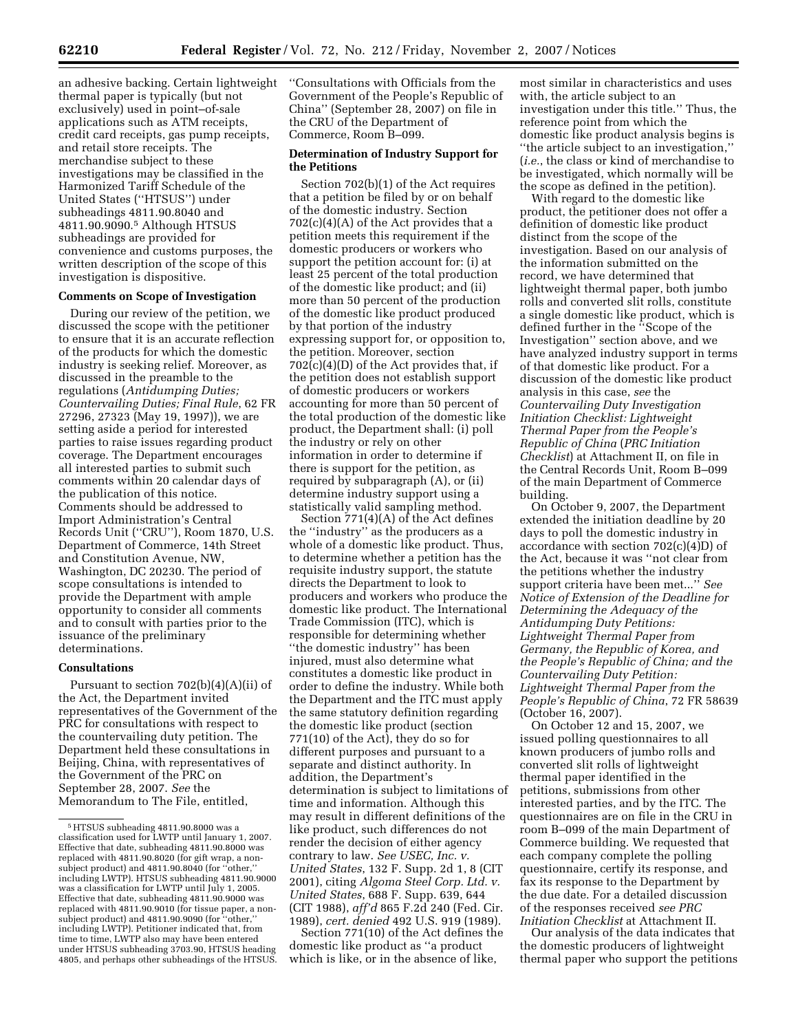an adhesive backing. Certain lightweight thermal paper is typically (but not exclusively) used in point–of-sale applications such as ATM receipts, credit card receipts, gas pump receipts, and retail store receipts. The merchandise subject to these investigations may be classified in the Harmonized Tariff Schedule of the United States (''HTSUS'') under subheadings 4811.90.8040 and 4811.90.9090.[5] Although HTSUS subheadings are provided for convenience and customs purposes, the written description of the scope of this investigation is dispositive.

**Comments on Scope of Investigation**

During our review of the petition, we discussed the scope with the petitioner to ensure that it is an accurate reflection of the products for which the domestic industry is seeking relief. Moreover, as discussed in the preamble to the regulations (*Antidumping Duties; Countervailing Duties; Final Rule*, 62 FR 27296, 27323 (May 19, 1997)), we are setting aside a period for interested parties to raise issues regarding product coverage. The Department encourages all interested parties to submit such comments within 20 calendar days of the publication of this notice. Comments should be addressed to Import Administration's Central Records Unit (''CRU''), Room 1870, U.S. Department of Commerce, 14th Street and Constitution Avenue, NW, Washington, DC 20230. The period of scope consultations is intended to provide the Department with ample opportunity to consider all comments and to consult with parties prior to the issuance of the preliminary determinations.

**Consultations**

Pursuant to section 702(b)(4)(A)(ii) of the Act, the Department invited representatives of the Government of the PRC for consultations with respect to the countervailing duty petition. The Department held these consultations in Beijing, China, with representatives of the Government of the PRC on September 28, 2007. *See* the Memorandum to The File, entitled, ''Consultations with Officials from the Government of the People's Republic of China'' (September 28, 2007) on file in the CRU of the Department of Commerce, Room B–099.

**Determination of Industry Support for the Petitions**

Section 702(b)(1) of the Act requires that a petition be filed by or on behalf of the domestic industry. Section 702(c)(4)(A) of the Act provides that a petition meets this requirement if the domestic producers or workers who support the petition account for: (i) at least 25 percent of the total production of the domestic like product; and (ii) more than 50 percent of the production of the domestic like product produced by that portion of the industry expressing support for, or opposition to, the petition. Moreover, section 702(c)(4)(D) of the Act provides that, if the petition does not establish support of domestic producers or workers accounting for more than 50 percent of the total production of the domestic like product, the Department shall: (i) poll the industry or rely on other information in order to determine if there is support for the petition, as required by subparagraph (A), or (ii) determine industry support using a statistically valid sampling method.

Section 771(4)(A) of the Act defines the ''industry'' as the producers as a whole of a domestic like product. Thus, to determine whether a petition has the requisite industry support, the statute directs the Department to look to producers and workers who produce the domestic like product. The International Trade Commission (ITC), which is responsible for determining whether ''the domestic industry'' has been injured, must also determine what constitutes a domestic like product in order to define the industry. While both the Department and the ITC must apply the same statutory definition regarding the domestic like product (section 771(10) of the Act), they do so for different purposes and pursuant to a separate and distinct authority. In addition, the Department's determination is subject to limitations of time and information. Although this may result in different definitions of the like product, such differences do not render the decision of either agency contrary to law. *See USEC, Inc. v. United States*, 132 F. Supp. 2d 1, 8 (CIT 2001), citing *Algoma Steel Corp. Ltd. v. United States*, 688 F. Supp. 639, 644 (CIT 1988), *aff'd* 865 F.2d 240 (Fed. Cir. 1989), *cert. denied* 492 U.S. 919 (1989).

Section 771(10) of the Act defines the domestic like product as ''a product which is like, or in the absence of like, most similar in characteristics and uses with, the article subject to an investigation under this title.'' Thus, the reference point from which the domestic like product analysis begins is ''the article subject to an investigation,'' (*i.e.*, the class or kind of merchandise to be investigated, which normally will be the scope as defined in the petition).

With regard to the domestic like product, the petitioner does not offer a definition of domestic like product distinct from the scope of the investigation. Based on our analysis of the information submitted on the record, we have determined that lightweight thermal paper, both jumbo rolls and converted slit rolls, constitute a single domestic like product, which is defined further in the ''Scope of the Investigation'' section above, and we have analyzed industry support in terms of that domestic like product. For a discussion of the domestic like product analysis in this case, *see* the *Countervailing Duty Investigation Initiation Checklist: Lightweight Thermal Paper from the People's Republic of China* (*PRC Initiation Checklist*) at Attachment II, on file in the Central Records Unit, Room B–099 of the main Department of Commerce building.

On October 9, 2007, the Department extended the initiation deadline by 20 days to poll the domestic industry in accordance with section 702(c)(4)D) of the Act, because it was ''not clear from the petitions whether the industry support criteria have been met...'' *See Notice of Extension of the Deadline for Determining the Adequacy of the Antidumping Duty Petitions: Lightweight Thermal Paper from Germany, the Republic of Korea, and the People's Republic of China; and the Countervailing Duty Petition: Lightweight Thermal Paper from the People's Republic of China*, 72 FR 58639 (October 16, 2007).

On October 12 and 15, 2007, we issued polling questionnaires to all known producers of jumbo rolls and converted slit rolls of lightweight thermal paper identified in the petitions, submissions from other interested parties, and by the ITC. The questionnaires are on file in the CRU in room B–099 of the main Department of Commerce building. We requested that each company complete the polling questionnaire, certify its response, and fax its response to the Department by the due date. For a detailed discussion of the responses received *see PRC Initiation Checklist* at Attachment II.

Our analysis of the data indicates that the domestic producers of lightweight thermal paper who support the petitions

[5] HTSUS subheading 4811.90.8000 was a classification used for LWTP until January 1, 2007. Effective that date, subheading 4811.90.8000 was replaced with 4811.90.8020 (for gift wrap, a non-subject product) and 4811.90.8040 (for ''other,'' including LWTP). HTSUS subheading 4811.90.9000 was a classification for LWTP until July 1, 2005. Effective that date, subheading 4811.90.9000 was replaced with 4811.90.9010 (for tissue paper, a non-subject product) and 4811.90.9090 (for ''other,'' including LWTP). Petitioner indicated that, from time to time, LWTP also may have been entered under HTSUS subheading 3703.90, HTSUS heading 4805, and perhaps other subheadings of the HTSUS.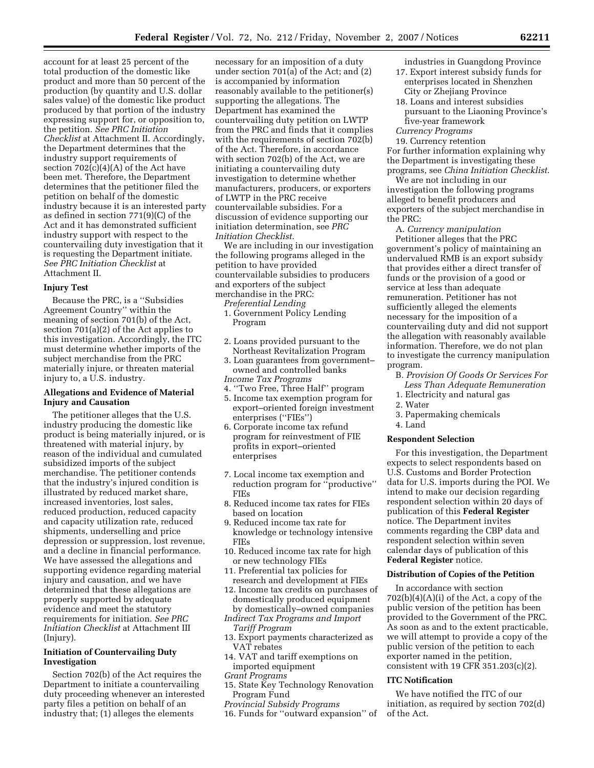account for at least 25 percent of the total production of the domestic like product and more than 50 percent of the production (by quantity and U.S. dollar sales value) of the domestic like product produced by that portion of the industry expressing support for, or opposition to, the petition. *See PRC Initiation Checklist* at Attachment II. Accordingly, the Department determines that the industry support requirements of section 702(c)(4)(A) of the Act have been met. Therefore, the Department determines that the petitioner filed the petition on behalf of the domestic industry because it is an interested party as defined in section 771(9)(C) of the Act and it has demonstrated sufficient industry support with respect to the countervailing duty investigation that it is requesting the Department initiate. *See PRC Initiation Checklist* at Attachment II.

**Injury Test**

Because the PRC, is a ''Subsidies Agreement Country'' within the meaning of section 701(b) of the Act, section 701(a)(2) of the Act applies to this investigation. Accordingly, the ITC must determine whether imports of the subject merchandise from the PRC materially injure, or threaten material injury to, a U.S. industry.

**Allegations and Evidence of Material Injury and Causation**

The petitioner alleges that the U.S. industry producing the domestic like product is being materially injured, or is threatened with material injury, by reason of the individual and cumulated subsidized imports of the subject merchandise. The petitioner contends that the industry's injured condition is illustrated by reduced market share, increased inventories, lost sales, reduced production, reduced capacity and capacity utilization rate, reduced shipments, underselling and price depression or suppression, lost revenue, and a decline in financial performance. We have assessed the allegations and supporting evidence regarding material injury and causation, and we have determined that these allegations are properly supported by adequate evidence and meet the statutory requirements for initiation. *See PRC Initiation Checklist* at Attachment III (Injury).

**Initiation of Countervailing Duty Investigation**

Section 702(b) of the Act requires the Department to initiate a countervailing duty proceeding whenever an interested party files a petition on behalf of an industry that; (1) alleges the elements necessary for an imposition of a duty under section 701(a) of the Act; and (2) is accompanied by information reasonably available to the petitioner(s) supporting the allegations. The Department has examined the countervailing duty petition on LWTP from the PRC and finds that it complies with the requirements of section 702(b) of the Act. Therefore, in accordance with section 702(b) of the Act, we are initiating a countervailing duty investigation to determine whether manufacturers, producers, or exporters of LWTP in the PRC receive countervailable subsidies. For a discussion of evidence supporting our initiation determination, see *PRC Initiation Checklist.*

We are including in our investigation the following programs alleged in the petition to have provided countervailable subsidies to producers and exporters of the subject merchandise in the PRC:

*Preferential Lending*

1. Government Policy Lending Program
2. Loans provided pursuant to the Northeast Revitalization Program
3. Loan guarantees from government–owned and controlled banks

*Income Tax Programs*

4. ''Two Free, Three Half'' program
5. Income tax exemption program for export–oriented foreign investment enterprises (''FIEs'')
6. Corporate income tax refund program for reinvestment of FIE profits in export–oriented enterprises
7. Local income tax exemption and reduction program for ''productive'' FIEs
8. Reduced income tax rates for FIEs based on location
9. Reduced income tax rate for knowledge or technology intensive FIEs
10. Reduced income tax rate for high or new technology FIEs
11. Preferential tax policies for research and development at FIEs
12. Income tax credits on purchases of domestically produced equipment by domestically–owned companies

*Indirect Tax Programs and Import Tariff Program*

13. Export payments characterized as VAT rebates
14. VAT and tariff exemptions on imported equipment

*Grant Programs*

15. State Key Technology Renovation Program Fund

*Provincial Subsidy Programs*

16. Funds for ''outward expansion'' of industries in Guangdong Province
17. Export interest subsidy funds for enterprises located in Shenzhen City or Zhejiang Province
18. Loans and interest subsidies pursuant to the Liaoning Province's five-year framework

*Currency Programs*

19. Currency retention

For further information explaining why the Department is investigating these programs, see *China Initiation Checklist*.

We are not including in our investigation the following programs alleged to benefit producers and exporters of the subject merchandise in the PRC:

A. *Currency manipulation*

Petitioner alleges that the PRC government's policy of maintaining an undervalued RMB is an export subsidy that provides either a direct transfer of funds or the provision of a good or service at less than adequate remuneration. Petitioner has not sufficiently alleged the elements necessary for the imposition of a countervailing duty and did not support the allegation with reasonably available information. Therefore, we do not plan to investigate the currency manipulation program.

B. *Provision Of Goods Or Services For Less Than Adequate Remuneration*

1. Electricity and natural gas
2. Water
3. Papermaking chemicals
4. Land

**Respondent Selection**

For this investigation, the Department expects to select respondents based on U.S. Customs and Border Protection data for U.S. imports during the POI. We intend to make our decision regarding respondent selection within 20 days of publication of this **Federal Register** notice. The Department invites comments regarding the CBP data and respondent selection within seven calendar days of publication of this **Federal Register** notice.

**Distribution of Copies of the Petition**

In accordance with section 702(b)(4)(A)(i) of the Act, a copy of the public version of the petition has been provided to the Government of the PRC. As soon as and to the extent practicable, we will attempt to provide a copy of the public version of the petition to each exporter named in the petition, consistent with 19 CFR 351.203(c)(2).

**ITC Notification**

We have notified the ITC of our initiation, as required by section 702(d) of the Act.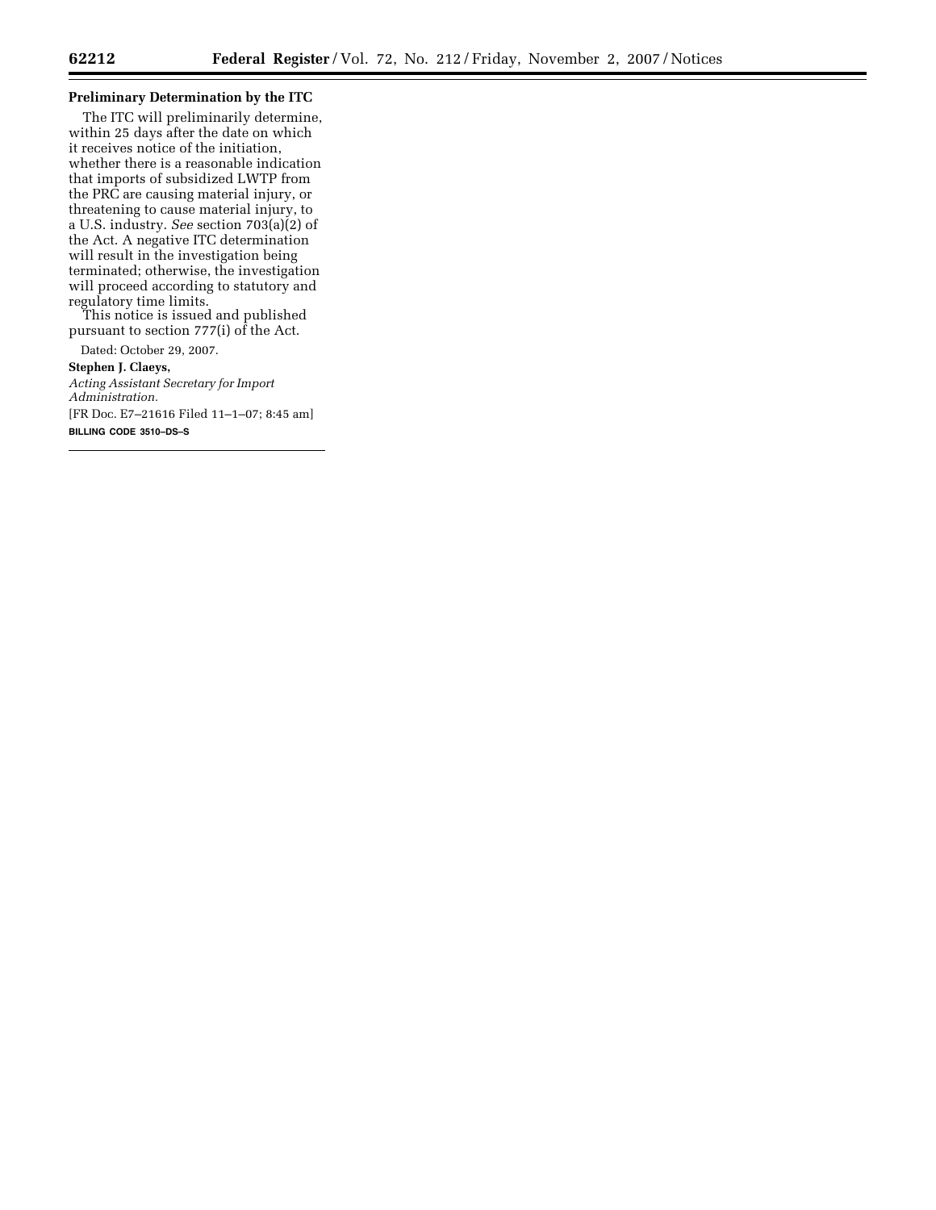**Preliminary Determination by the ITC**

The ITC will preliminarily determine, within 25 days after the date on which it receives notice of the initiation, whether there is a reasonable indication that imports of subsidized LWTP from the PRC are causing material injury, or threatening to cause material injury, to a U.S. industry. *See* section 703(a)(2) of the Act. A negative ITC determination will result in the investigation being terminated; otherwise, the investigation will proceed according to statutory and regulatory time limits.

This notice is issued and published pursuant to section 777(i) of the Act.

Dated: October 29, 2007.

**Stephen J. Claeys,**

*Acting Assistant Secretary for Import Administration.*

[FR Doc. E7–21616 Filed 11–1–07; 8:45 am]

**BILLING CODE 3510–DS–S**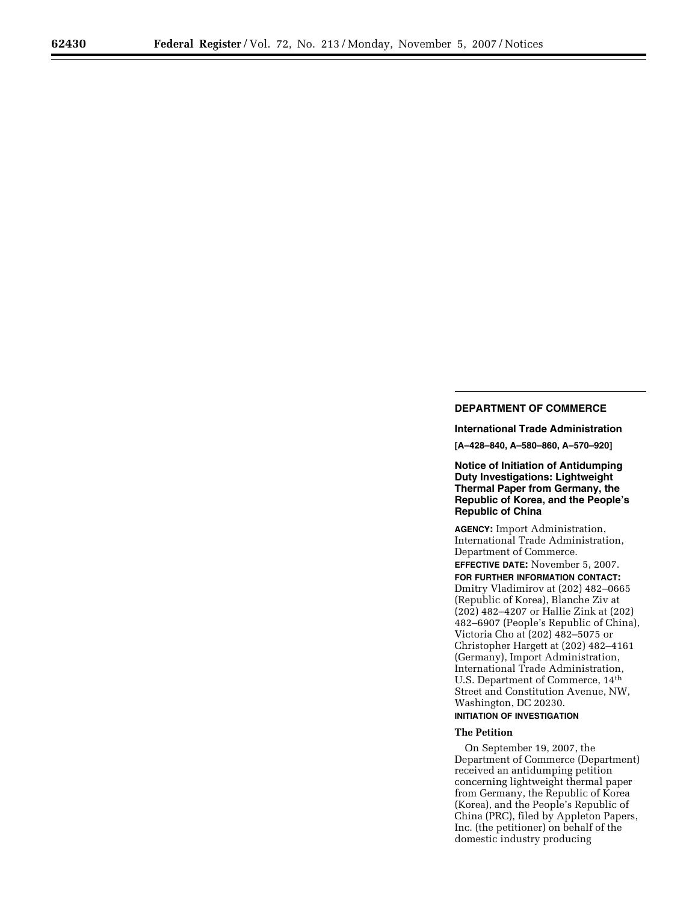**DEPARTMENT OF COMMERCE**

**International Trade Administration**

**[A–428–840, A–580–860, A–570–920]**

## Notice of Initiation of Antidumping Duty Investigations: Lightweight Thermal Paper from Germany, the Republic of Korea, and the People's Republic of China

**AGENCY:** Import Administration, International Trade Administration, Department of Commerce.

**EFFECTIVE DATE:** November 5, 2007.

**FOR FURTHER INFORMATION CONTACT:** Dmitry Vladimirov at (202) 482–0665 (Republic of Korea), Blanche Ziv at (202) 482–4207 or Hallie Zink at (202) 482–6907 (People's Republic of China), Victoria Cho at (202) 482–5075 or Christopher Hargett at (202) 482–4161 (Germany), Import Administration, International Trade Administration, U.S. Department of Commerce, 14th Street and Constitution Avenue, NW, Washington, DC 20230.

**INITIATION OF INVESTIGATION**

**The Petition**

On September 19, 2007, the Department of Commerce (Department) received an antidumping petition concerning lightweight thermal paper from Germany, the Republic of Korea (Korea), and the People's Republic of China (PRC), filed by Appleton Papers, Inc. (the petitioner) on behalf of the domestic industry producing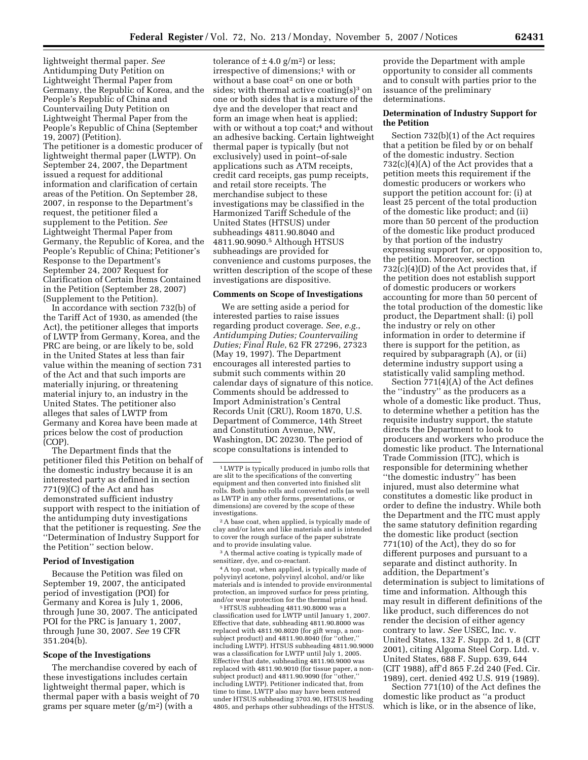lightweight thermal paper. *See* Antidumping Duty Petition on Lightweight Thermal Paper from Germany, the Republic of Korea, and the People's Republic of China and Countervailing Duty Petition on Lightweight Thermal Paper from the People's Republic of China (September 19, 2007) (Petition).

The petitioner is a domestic producer of lightweight thermal paper (LWTP). On September 24, 2007, the Department issued a request for additional information and clarification of certain areas of the Petition. On September 28, 2007, in response to the Department's request, the petitioner filed a supplement to the Petition. *See* Lightweight Thermal Paper from Germany, the Republic of Korea, and the People's Republic of China; Petitioner's Response to the Department's September 24, 2007 Request for Clarification of Certain Items Contained in the Petition (September 28, 2007) (Supplement to the Petition).

In accordance with section 732(b) of the Tariff Act of 1930, as amended (the Act), the petitioner alleges that imports of LWTP from Germany, Korea, and the PRC are being, or are likely to be, sold in the United States at less than fair value within the meaning of section 731 of the Act and that such imports are materially injuring, or threatening material injury to, an industry in the United States. The petitioner also alleges that sales of LWTP from Germany and Korea have been made at prices below the cost of production (COP).

The Department finds that the petitioner filed this Petition on behalf of the domestic industry because it is an interested party as defined in section 771(9)(C) of the Act and has demonstrated sufficient industry support with respect to the initiation of the antidumping duty investigations that the petitioner is requesting. *See* the ''Determination of Industry Support for the Petition'' section below.

**Period of Investigation**

Because the Petition was filed on September 19, 2007, the anticipated period of investigation (POI) for Germany and Korea is July 1, 2006, through June 30, 2007. The anticipated POI for the PRC is January 1, 2007, through June 30, 2007. *See* 19 CFR 351.204(b).

**Scope of the Investigations**

The merchandise covered by each of these investigations includes certain lightweight thermal paper, which is thermal paper with a basis weight of 70 grams per square meter ($g/m^2$) (with a tolerance of $\pm 4.0$ $g/m^2$) or less; irrespective of dimensions;[1] with or without a base coat[2] on one or both sides; with thermal active coating(s)[3] on one or both sides that is a mixture of the dye and the developer that react and form an image when heat is applied; with or without a top coat;[4] and without an adhesive backing. Certain lightweight thermal paper is typically (but not exclusively) used in point–of-sale applications such as ATM receipts, credit card receipts, gas pump receipts, and retail store receipts. The merchandise subject to these investigations may be classified in the Harmonized Tariff Schedule of the United States (HTSUS) under subheadings 4811.90.8040 and 4811.90.9090.[5] Although HTSUS subheadings are provided for convenience and customs purposes, the written description of the scope of these investigations are dispositive.

**Comments on Scope of Investigations**

We are setting aside a period for interested parties to raise issues regarding product coverage. *See*, *e.g.*, *Antidumping Duties; Countervailing Duties; Final Rule*, 62 FR 27296, 27323 (May 19, 1997). The Department encourages all interested parties to submit such comments within 20 calendar days of signature of this notice. Comments should be addressed to Import Administration's Central Records Unit (CRU), Room 1870, U.S. Department of Commerce, 14th Street and Constitution Avenue, NW, Washington, DC 20230. The period of scope consultations is intended to provide the Department with ample opportunity to consider all comments and to consult with parties prior to the issuance of the preliminary determinations.

**Determination of Industry Support for the Petition**

Section 732(b)(1) of the Act requires that a petition be filed by or on behalf of the domestic industry. Section 732(c)(4)(A) of the Act provides that a petition meets this requirement if the domestic producers or workers who support the petition account for: (i) at least 25 percent of the total production of the domestic like product; and (ii) more than 50 percent of the production of the domestic like product produced by that portion of the industry expressing support for, or opposition to, the petition. Moreover, section 732(c)(4)(D) of the Act provides that, if the petition does not establish support of domestic producers or workers accounting for more than 50 percent of the total production of the domestic like product, the Department shall: (i) poll the industry or rely on other information in order to determine if there is support for the petition, as required by subparagraph (A), or (ii) determine industry support using a statistically valid sampling method.

Section 771(4)(A) of the Act defines the ''industry'' as the producers as a whole of a domestic like product. Thus, to determine whether a petition has the requisite industry support, the statute directs the Department to look to producers and workers who produce the domestic like product. The International Trade Commission (ITC), which is responsible for determining whether ''the domestic industry'' has been injured, must also determine what constitutes a domestic like product in order to define the industry. While both the Department and the ITC must apply the same statutory definition regarding the domestic like product (section 771(10) of the Act), they do so for different purposes and pursuant to a separate and distinct authority. In addition, the Department's determination is subject to limitations of time and information. Although this may result in different definitions of the like product, such differences do not render the decision of either agency contrary to law. *See* USEC, Inc. v. United States, 132 F. Supp. 2d 1, 8 (CIT 2001), citing Algoma Steel Corp. Ltd. v. United States, 688 F. Supp. 639, 644 (CIT 1988), aff'd 865 F.2d 240 (Fed. Cir. 1989), cert. denied 492 U.S. 919 (1989).

Section 771(10) of the Act defines the domestic like product as ''a product which is like, or in the absence of like,

---

[1] LWTP is typically produced in jumbo rolls that are slit to the specifications of the converting equipment and then converted into finished slit rolls. Both jumbo rolls and converted rolls (as well as LWTP in any other forms, presentations, or dimensions) are covered by the scope of these investigations.

[2] A base coat, when applied, is typically made of clay and/or latex and like materials and is intended to cover the rough surface of the paper substrate and to provide insulating value.

[3] A thermal active coating is typically made of sensitizer, dye, and co-reactant.

[4] A top coat, when applied, is typically made of polyvinyl acetone, polyvinyl alcohol, and/or like materials and is intended to provide environmental protection, an improved surface for press printing, and/or wear protection for the thermal print head.

[5] HTSUS subheading 4811.90.8000 was a classification used for LWTP until January 1, 2007. Effective that date, subheading 4811.90.8000 was replaced with 4811.90.8020 (for gift wrap, a non-subject product) and 4811.90.8040 (for ''other,'' including LWTP). HTSUS subheading 4811.90.9000 was a classification for LWTP until July 1, 2005. Effective that date, subheading 4811.90.9000 was replaced with 4811.90.9010 (for tissue paper, a non-subject product) and 4811.90.9090 (for ''other,'' including LWTP). Petitioner indicated that, from time to time, LWTP also may have been entered under HTSUS subheading 3703.90, HTSUS heading 4805, and perhaps other subheadings of the HTSUS.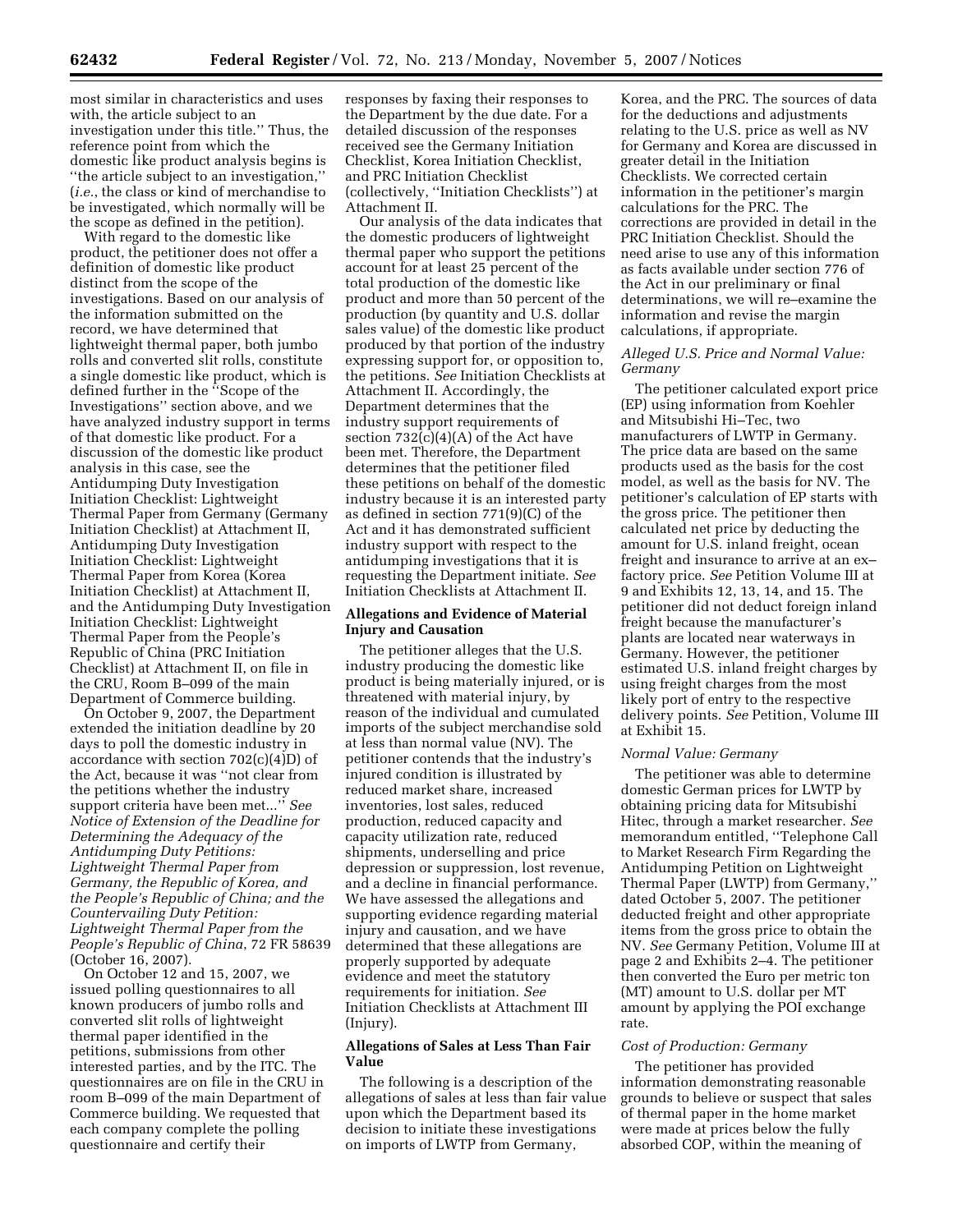most similar in characteristics and uses with, the article subject to an investigation under this title.'' Thus, the reference point from which the domestic like product analysis begins is ''the article subject to an investigation,'' (*i.e.*, the class or kind of merchandise to be investigated, which normally will be the scope as defined in the petition).

With regard to the domestic like product, the petitioner does not offer a definition of domestic like product distinct from the scope of the investigations. Based on our analysis of the information submitted on the record, we have determined that lightweight thermal paper, both jumbo rolls and converted slit rolls, constitute a single domestic like product, which is defined further in the ''Scope of the Investigations'' section above, and we have analyzed industry support in terms of that domestic like product. For a discussion of the domestic like product analysis in this case, see the Antidumping Duty Investigation Initiation Checklist: Lightweight Thermal Paper from Germany (Germany Initiation Checklist) at Attachment II, Antidumping Duty Investigation Initiation Checklist: Lightweight Thermal Paper from Korea (Korea Initiation Checklist) at Attachment II, and the Antidumping Duty Investigation Initiation Checklist: Lightweight Thermal Paper from the People's Republic of China (PRC Initiation Checklist) at Attachment II, on file in the CRU, Room B–099 of the main Department of Commerce building.

On October 9, 2007, the Department extended the initiation deadline by 20 days to poll the domestic industry in accordance with section 702(c)(4)D) of the Act, because it was ''not clear from the petitions whether the industry support criteria have been met...'' *See Notice of Extension of the Deadline for Determining the Adequacy of the Antidumping Duty Petitions: Lightweight Thermal Paper from Germany, the Republic of Korea, and the People's Republic of China; and the Countervailing Duty Petition: Lightweight Thermal Paper from the People's Republic of China*, 72 FR 58639 (October 16, 2007).

On October 12 and 15, 2007, we issued polling questionnaires to all known producers of jumbo rolls and converted slit rolls of lightweight thermal paper identified in the petitions, submissions from other interested parties, and by the ITC. The questionnaires are on file in the CRU in room B–099 of the main Department of Commerce building. We requested that each company complete the polling questionnaire and certify their responses by faxing their responses to the Department by the due date. For a detailed discussion of the responses received see the Germany Initiation Checklist, Korea Initiation Checklist, and PRC Initiation Checklist (collectively, ''Initiation Checklists'') at Attachment II.

Our analysis of the data indicates that the domestic producers of lightweight thermal paper who support the petitions account for at least 25 percent of the total production of the domestic like product and more than 50 percent of the production (by quantity and U.S. dollar sales value) of the domestic like product produced by that portion of the industry expressing support for, or opposition to, the petitions. *See* Initiation Checklists at Attachment II. Accordingly, the Department determines that the industry support requirements of section 732(c)(4)(A) of the Act have been met. Therefore, the Department determines that the petitioner filed these petitions on behalf of the domestic industry because it is an interested party as defined in section 771(9)(C) of the Act and it has demonstrated sufficient industry support with respect to the antidumping investigations that it is requesting the Department initiate. *See* Initiation Checklists at Attachment II.

## Allegations and Evidence of Material Injury and Causation

The petitioner alleges that the U.S. industry producing the domestic like product is being materially injured, or is threatened with material injury, by reason of the individual and cumulated imports of the subject merchandise sold at less than normal value (NV). The petitioner contends that the industry's injured condition is illustrated by reduced market share, increased inventories, lost sales, reduced production, reduced capacity and capacity utilization rate, reduced shipments, underselling and price depression or suppression, lost revenue, and a decline in financial performance. We have assessed the allegations and supporting evidence regarding material injury and causation, and we have determined that these allegations are properly supported by adequate evidence and meet the statutory requirements for initiation. *See* Initiation Checklists at Attachment III (Injury).

## Allegations of Sales at Less Than Fair Value

The following is a description of the allegations of sales at less than fair value upon which the Department based its decision to initiate these investigations on imports of LWTP from Germany, Korea, and the PRC. The sources of data for the deductions and adjustments relating to the U.S. price as well as NV for Germany and Korea are discussed in greater detail in the Initiation Checklists. We corrected certain information in the petitioner's margin calculations for the PRC. The corrections are provided in detail in the PRC Initiation Checklist. Should the need arise to use any of this information as facts available under section 776 of the Act in our preliminary or final determinations, we will re–examine the information and revise the margin calculations, if appropriate.

### *Alleged U.S. Price and Normal Value: Germany*

The petitioner calculated export price (EP) using information from Koehler and Mitsubishi Hi–Tec, two manufacturers of LWTP in Germany. The price data are based on the same products used as the basis for the cost model, as well as the basis for NV. The petitioner's calculation of EP starts with the gross price. The petitioner then calculated net price by deducting the amount for U.S. inland freight, ocean freight and insurance to arrive at an ex–factory price. *See* Petition Volume III at 9 and Exhibits 12, 13, 14, and 15. The petitioner did not deduct foreign inland freight because the manufacturer's plants are located near waterways in Germany. However, the petitioner estimated U.S. inland freight charges by using freight charges from the most likely port of entry to the respective delivery points. *See* Petition, Volume III at Exhibit 15.

### *Normal Value: Germany*

The petitioner was able to determine domestic German prices for LWTP by obtaining pricing data for Mitsubishi Hitec, through a market researcher. *See* memorandum entitled, ''Telephone Call to Market Research Firm Regarding the Antidumping Petition on Lightweight Thermal Paper (LWTP) from Germany,'' dated October 5, 2007. The petitioner deducted freight and other appropriate items from the gross price to obtain the NV. *See* Germany Petition, Volume III at page 2 and Exhibits 2–4. The petitioner then converted the Euro per metric ton (MT) amount to U.S. dollar per MT amount by applying the POI exchange rate.

### *Cost of Production: Germany*

The petitioner has provided information demonstrating reasonable grounds to believe or suspect that sales of thermal paper in the home market were made at prices below the fully absorbed COP, within the meaning of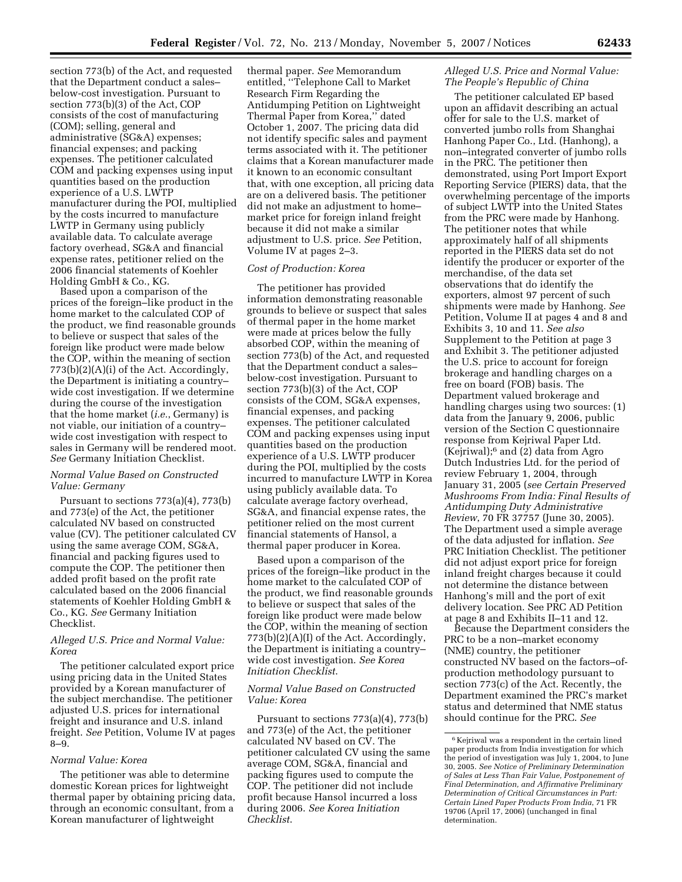section 773(b) of the Act, and requested that the Department conduct a sales–below-cost investigation. Pursuant to section 773(b)(3) of the Act, COP consists of the cost of manufacturing (COM); selling, general and administrative (SG&A) expenses; financial expenses; and packing expenses. The petitioner calculated COM and packing expenses using input quantities based on the production experience of a U.S. LWTP manufacturer during the POI, multiplied by the costs incurred to manufacture LWTP in Germany using publicly available data. To calculate average factory overhead, SG&A and financial expense rates, petitioner relied on the 2006 financial statements of Koehler Holding GmbH & Co., KG.

Based upon a comparison of the prices of the foreign–like product in the home market to the calculated COP of the product, we find reasonable grounds to believe or suspect that sales of the foreign like product were made below the COP, within the meaning of section 773(b)(2)(A)(i) of the Act. Accordingly, the Department is initiating a country–wide cost investigation. If we determine during the course of the investigation that the home market (*i.e.*, Germany) is not viable, our initiation of a country–wide cost investigation with respect to sales in Germany will be rendered moot. *See* Germany Initiation Checklist.

### *Normal Value Based on Constructed Value: Germany*

Pursuant to sections 773(a)(4), 773(b) and 773(e) of the Act, the petitioner calculated NV based on constructed value (CV). The petitioner calculated CV using the same average COM, SG&A, financial and packing figures used to compute the COP. The petitioner then added profit based on the profit rate calculated based on the 2006 financial statements of Koehler Holding GmbH & Co., KG. *See* Germany Initiation Checklist.

### *Alleged U.S. Price and Normal Value: Korea*

The petitioner calculated export price using pricing data in the United States provided by a Korean manufacturer of the subject merchandise. The petitioner adjusted U.S. prices for international freight and insurance and U.S. inland freight. *See* Petition, Volume IV at pages 8–9.

### *Normal Value: Korea*

The petitioner was able to determine domestic Korean prices for lightweight thermal paper by obtaining pricing data, through an economic consultant, from a Korean manufacturer of lightweight thermal paper. *See* Memorandum entitled, ''Telephone Call to Market Research Firm Regarding the Antidumping Petition on Lightweight Thermal Paper from Korea,'' dated October 1, 2007. The pricing data did not identify specific sales and payment terms associated with it. The petitioner claims that a Korean manufacturer made it known to an economic consultant that, with one exception, all pricing data are on a delivered basis. The petitioner did not make an adjustment to home–market price for foreign inland freight because it did not make a similar adjustment to U.S. price. *See* Petition, Volume IV at pages 2–3.

### *Cost of Production: Korea*

The petitioner has provided information demonstrating reasonable grounds to believe or suspect that sales of thermal paper in the home market were made at prices below the fully absorbed COP, within the meaning of section 773(b) of the Act, and requested that the Department conduct a sales–below-cost investigation. Pursuant to section 773(b)(3) of the Act, COP consists of the COM, SG&A expenses, financial expenses, and packing expenses. The petitioner calculated COM and packing expenses using input quantities based on the production experience of a U.S. LWTP producer during the POI, multiplied by the costs incurred to manufacture LWTP in Korea using publicly available data. To calculate average factory overhead, SG&A, and financial expense rates, the petitioner relied on the most current financial statements of Hansol, a thermal paper producer in Korea.

Based upon a comparison of the prices of the foreign–like product in the home market to the calculated COP of the product, we find reasonable grounds to believe or suspect that sales of the foreign like product were made below the COP, within the meaning of section 773(b)(2)(A)(I) of the Act. Accordingly, the Department is initiating a country–wide cost investigation. *See Korea Initiation Checklist*.

### *Normal Value Based on Constructed Value: Korea*

Pursuant to sections 773(a)(4), 773(b) and 773(e) of the Act, the petitioner calculated NV based on CV. The petitioner calculated CV using the same average COM, SG&A, financial and packing figures used to compute the COP. The petitioner did not include profit because Hansol incurred a loss during 2006. *See Korea Initiation Checklist*.

### *Alleged U.S. Price and Normal Value: The People's Republic of China*

The petitioner calculated EP based upon an affidavit describing an actual offer for sale to the U.S. market of converted jumbo rolls from Shanghai Hanhong Paper Co., Ltd. (Hanhong), a non–integrated converter of jumbo rolls in the PRC. The petitioner then demonstrated, using Port Import Export Reporting Service (PIERS) data, that the overwhelming percentage of the imports of subject LWTP into the United States from the PRC were made by Hanhong. The petitioner notes that while approximately half of all shipments reported in the PIERS data set do not identify the producer or exporter of the merchandise, of the data set observations that do identify the exporters, almost 97 percent of such shipments were made by Hanhong. *See* Petition, Volume II at pages 4 and 8 and Exhibits 3, 10 and 11. *See also* Supplement to the Petition at page 3 and Exhibit 3. The petitioner adjusted the U.S. price to account for foreign brokerage and handling charges on a free on board (FOB) basis. The Department valued brokerage and handling charges using two sources: (1) data from the January 9, 2006, public version of the Section C questionnaire response from Kejriwal Paper Ltd. (Kejriwal);[6] and (2) data from Agro Dutch Industries Ltd. for the period of review February 1, 2004, through January 31, 2005 (*see Certain Preserved Mushrooms From India: Final Results of Antidumping Duty Administrative Review*, 70 FR 37757 (June 30, 2005). The Department used a simple average of the data adjusted for inflation. *See* PRC Initiation Checklist. The petitioner did not adjust export price for foreign inland freight charges because it could not determine the distance between Hanhong's mill and the port of exit delivery location. See PRC AD Petition at page 8 and Exhibits II–11 and 12.

Because the Department considers the PRC to be a non–market economy (NME) country, the petitioner constructed NV based on the factors–of-production methodology pursuant to section 773(c) of the Act. Recently, the Department examined the PRC's market status and determined that NME status should continue for the PRC. *See*

[6] Kejriwal was a respondent in the certain lined paper products from India investigation for which the period of investigation was July 1, 2004, to June 30, 2005. *See Notice of Preliminary Determination of Sales at Less Than Fair Value, Postponement of Final Determination, and Affirmative Preliminary Determination of Critical Circumstances in Part: Certain Lined Paper Products From India*, 71 FR 19706 (April 17, 2006) (unchanged in final determination.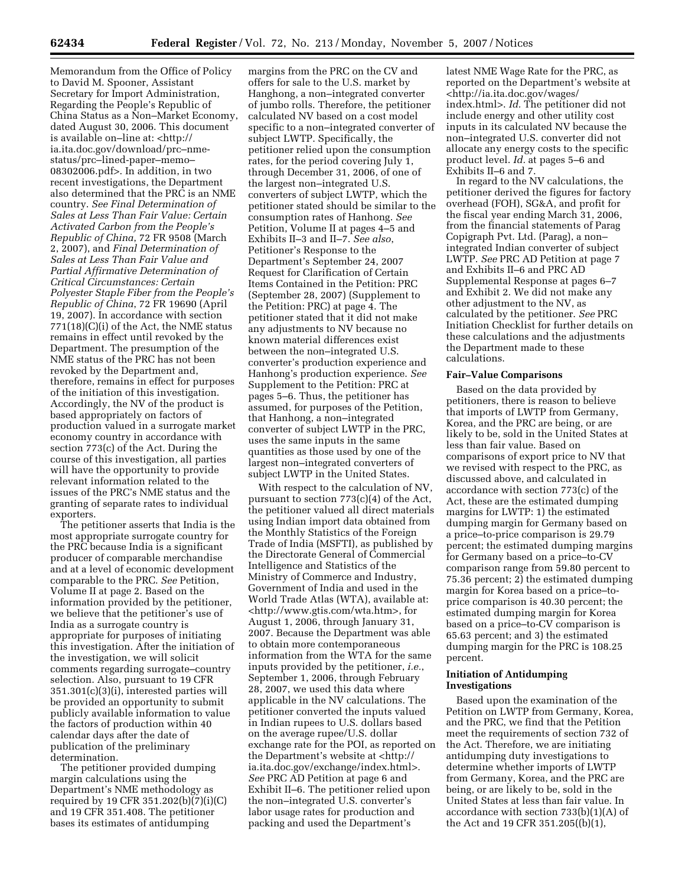Memorandum from the Office of Policy to David M. Spooner, Assistant Secretary for Import Administration, Regarding the People's Republic of China Status as a Non–Market Economy, dated August 30, 2006. This document is available on–line at: <http://ia.ita.doc.gov/download/prc–nme-status/prc–lined-paper–memo–08302006.pdf>. In addition, in two recent investigations, the Department also determined that the PRC is an NME country. *See Final Determination of Sales at Less Than Fair Value: Certain Activated Carbon from the People's Republic of China*, 72 FR 9508 (March 2, 2007), and *Final Determination of Sales at Less Than Fair Value and Partial Affirmative Determination of Critical Circumstances: Certain Polyester Staple Fiber from the People's Republic of China*, 72 FR 19690 (April 19, 2007). In accordance with section 771(18)(C)(i) of the Act, the NME status remains in effect until revoked by the Department. The presumption of the NME status of the PRC has not been revoked by the Department and, therefore, remains in effect for purposes of the initiation of this investigation. Accordingly, the NV of the product is based appropriately on factors of production valued in a surrogate market economy country in accordance with section 773(c) of the Act. During the course of this investigation, all parties will have the opportunity to provide relevant information related to the issues of the PRC's NME status and the granting of separate rates to individual exporters.

The petitioner asserts that India is the most appropriate surrogate country for the PRC because India is a significant producer of comparable merchandise and at a level of economic development comparable to the PRC. *See* Petition, Volume II at page 2. Based on the information provided by the petitioner, we believe that the petitioner's use of India as a surrogate country is appropriate for purposes of initiating this investigation. After the initiation of the investigation, we will solicit comments regarding surrogate–country selection. Also, pursuant to 19 CFR 351.301(c)(3)(i), interested parties will be provided an opportunity to submit publicly available information to value the factors of production within 40 calendar days after the date of publication of the preliminary determination.

The petitioner provided dumping margin calculations using the Department's NME methodology as required by 19 CFR 351.202(b)(7)(i)(C) and 19 CFR 351.408. The petitioner bases its estimates of antidumping margins from the PRC on the CV and offers for sale to the U.S. market by Hanghong, a non–integrated converter of jumbo rolls. Therefore, the petitioner calculated NV based on a cost model specific to a non–integrated converter of subject LWTP. Specifically, the petitioner relied upon the consumption rates, for the period covering July 1, through December 31, 2006, of one of the largest non–integrated U.S. converters of subject LWTP, which the petitioner stated should be similar to the consumption rates of Hanhong. *See* Petition, Volume II at pages 4–5 and Exhibits II–3 and II–7. *See also*, Petitioner's Response to the Department's September 24, 2007 Request for Clarification of Certain Items Contained in the Petition: PRC (September 28, 2007) (Supplement to the Petition: PRC) at page 4. The petitioner stated that it did not make any adjustments to NV because no known material differences exist between the non–integrated U.S. converter's production experience and Hanhong's production experience. *See* Supplement to the Petition: PRC at pages 5–6. Thus, the petitioner has assumed, for purposes of the Petition, that Hanhong, a non–integrated converter of subject LWTP in the PRC, uses the same inputs in the same quantities as those used by one of the largest non–integrated converters of subject LWTP in the United States.

With respect to the calculation of NV, pursuant to section 773(c)(4) of the Act, the petitioner valued all direct materials using Indian import data obtained from the Monthly Statistics of the Foreign Trade of India (MSFTI), as published by the Directorate General of Commercial Intelligence and Statistics of the Ministry of Commerce and Industry, Government of India and used in the World Trade Atlas (WTA), available at: <http://www.gtis.com/wta.htm>, for August 1, 2006, through January 31, 2007. Because the Department was able to obtain more contemporaneous information from the WTA for the same inputs provided by the petitioner, *i.e.*, September 1, 2006, through February 28, 2007, we used this data where applicable in the NV calculations. The petitioner converted the inputs valued in Indian rupees to U.S. dollars based on the average rupee/U.S. dollar exchange rate for the POI, as reported on the Department's website at <http://ia.ita.doc.gov/exchange/index.html>. *See* PRC AD Petition at page 6 and Exhibit II–6. The petitioner relied upon the non–integrated U.S. converter's labor usage rates for production and packing and used the Department's latest NME Wage Rate for the PRC, as reported on the Department's website at <http://ia.ita.doc.gov/wages/index.html>. *Id.* The petitioner did not include energy and other utility cost inputs in its calculated NV because the non–integrated U.S. converter did not allocate any energy costs to the specific product level. *Id.* at pages 5–6 and Exhibits II–6 and 7.

In regard to the NV calculations, the petitioner derived the figures for factory overhead (FOH), SG&A, and profit for the fiscal year ending March 31, 2006, from the financial statements of Parag Copigraph Pvt. Ltd. (Parag), a non–integrated Indian converter of subject LWTP. *See* PRC AD Petition at page 7 and Exhibits II–6 and PRC AD Supplemental Response at pages 6–7 and Exhibit 2. We did not make any other adjustment to the NV, as calculated by the petitioner. *See* PRC Initiation Checklist for further details on these calculations and the adjustments the Department made to these calculations.

**Fair–Value Comparisons**

Based on the data provided by petitioners, there is reason to believe that imports of LWTP from Germany, Korea, and the PRC are being, or are likely to be, sold in the United States at less than fair value. Based on comparisons of export price to NV that we revised with respect to the PRC, as discussed above, and calculated in accordance with section 773(c) of the Act, these are the estimated dumping margins for LWTP: 1) the estimated dumping margin for Germany based on a price–to-price comparison is 29.79 percent; the estimated dumping margins for Germany based on a price–to-CV comparison range from 59.80 percent to 75.36 percent; 2) the estimated dumping margin for Korea based on a price–to-price comparison is 40.30 percent; the estimated dumping margin for Korea based on a price–to-CV comparison is 65.63 percent; and 3) the estimated dumping margin for the PRC is 108.25 percent.

**Initiation of Antidumping Investigations**

Based upon the examination of the Petition on LWTP from Germany, Korea, and the PRC, we find that the Petition meet the requirements of section 732 of the Act. Therefore, we are initiating antidumping duty investigations to determine whether imports of LWTP from Germany, Korea, and the PRC are being, or are likely to be, sold in the United States at less than fair value. In accordance with section 733(b)(1)(A) of the Act and 19 CFR 351.205((b)(1),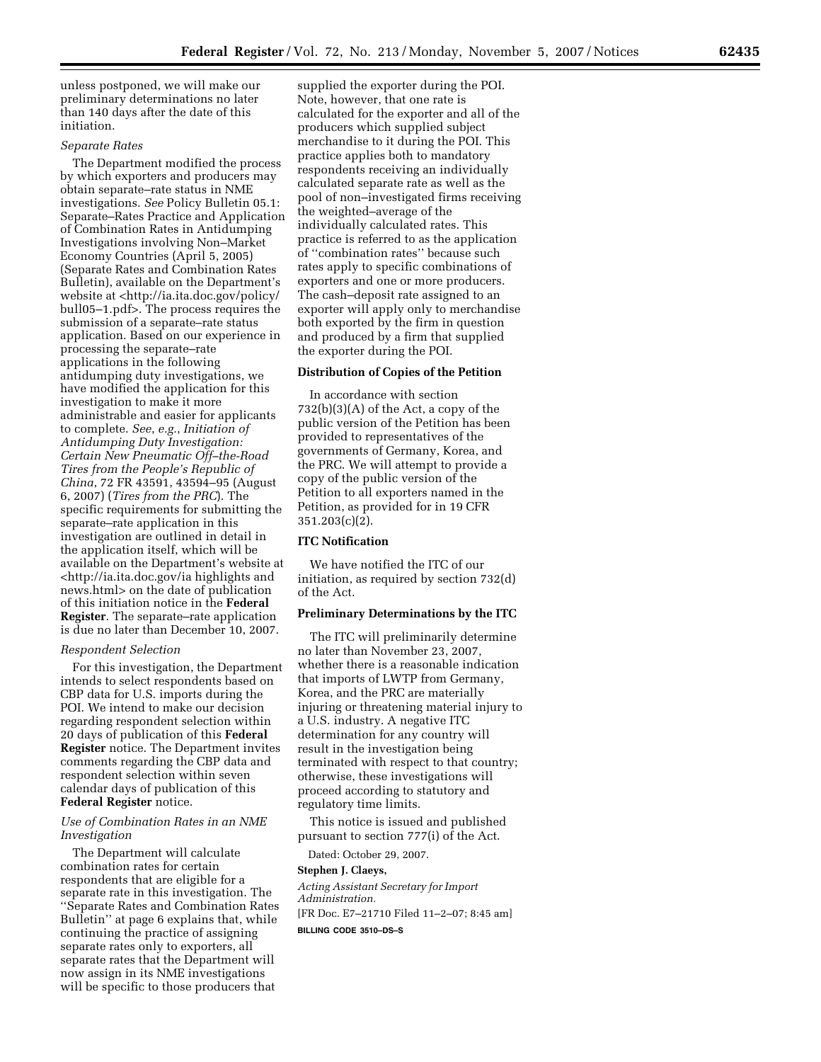unless postponed, we will make our preliminary determinations no later than 140 days after the date of this initiation.

### *Separate Rates*

The Department modified the process by which exporters and producers may obtain separate–rate status in NME investigations. *See* Policy Bulletin 05.1: Separate–Rates Practice and Application of Combination Rates in Antidumping Investigations involving Non–Market Economy Countries (April 5, 2005) (Separate Rates and Combination Rates Bulletin), available on the Department's website at <http://ia.ita.doc.gov/policy/bull05–1.pdf>. The process requires the submission of a separate–rate status application. Based on our experience in processing the separate–rate applications in the following antidumping duty investigations, we have modified the application for this investigation to make it more administrable and easier for applicants to complete. *See*, *e.g.*, *Initiation of Antidumping Duty Investigation: Certain New Pneumatic Off–the-Road Tires from the People's Republic of China*, 72 FR 43591, 43594–95 (August 6, 2007) (*Tires from the PRC*). The specific requirements for submitting the separate–rate application in this investigation are outlined in detail in the application itself, which will be available on the Department's website at <http://ia.ita.doc.gov/ia highlights and news.html> on the date of publication of this initiation notice in the **Federal Register**. The separate–rate application is due no later than December 10, 2007.

### *Respondent Selection*

For this investigation, the Department intends to select respondents based on CBP data for U.S. imports during the POI. We intend to make our decision regarding respondent selection within 20 days of publication of this **Federal Register** notice. The Department invites comments regarding the CBP data and respondent selection within seven calendar days of publication of this **Federal Register** notice.

### *Use of Combination Rates in an NME Investigation*

The Department will calculate combination rates for certain respondents that are eligible for a separate rate in this investigation. The ''Separate Rates and Combination Rates Bulletin'' at page 6 explains that, while continuing the practice of assigning separate rates only to exporters, all separate rates that the Department will now assign in its NME investigations will be specific to those producers that supplied the exporter during the POI. Note, however, that one rate is calculated for the exporter and all of the producers which supplied subject merchandise to it during the POI. This practice applies both to mandatory respondents receiving an individually calculated separate rate as well as the pool of non–investigated firms receiving the weighted–average of the individually calculated rates. This practice is referred to as the application of ''combination rates'' because such rates apply to specific combinations of exporters and one or more producers. The cash–deposit rate assigned to an exporter will apply only to merchandise both exported by the firm in question and produced by a firm that supplied the exporter during the POI.

### Distribution of Copies of the Petition

In accordance with section 732(b)(3)(A) of the Act, a copy of the public version of the Petition has been provided to representatives of the governments of Germany, Korea, and the PRC. We will attempt to provide a copy of the public version of the Petition to all exporters named in the Petition, as provided for in 19 CFR 351.203(c)(2).

### ITC Notification

We have notified the ITC of our initiation, as required by section 732(d) of the Act.

### Preliminary Determinations by the ITC

The ITC will preliminarily determine no later than November 23, 2007, whether there is a reasonable indication that imports of LWTP from Germany, Korea, and the PRC are materially injuring or threatening material injury to a U.S. industry. A negative ITC determination for any country will result in the investigation being terminated with respect to that country; otherwise, these investigations will proceed according to statutory and regulatory time limits.

This notice is issued and published pursuant to section 777(i) of the Act.

Dated: October 29, 2007.

**Stephen J. Claeys,**

*Acting Assistant Secretary for Import Administration.*

[FR Doc. E7–21710 Filed 11–2–07; 8:45 am]

**BILLING CODE 3510–DS–S**